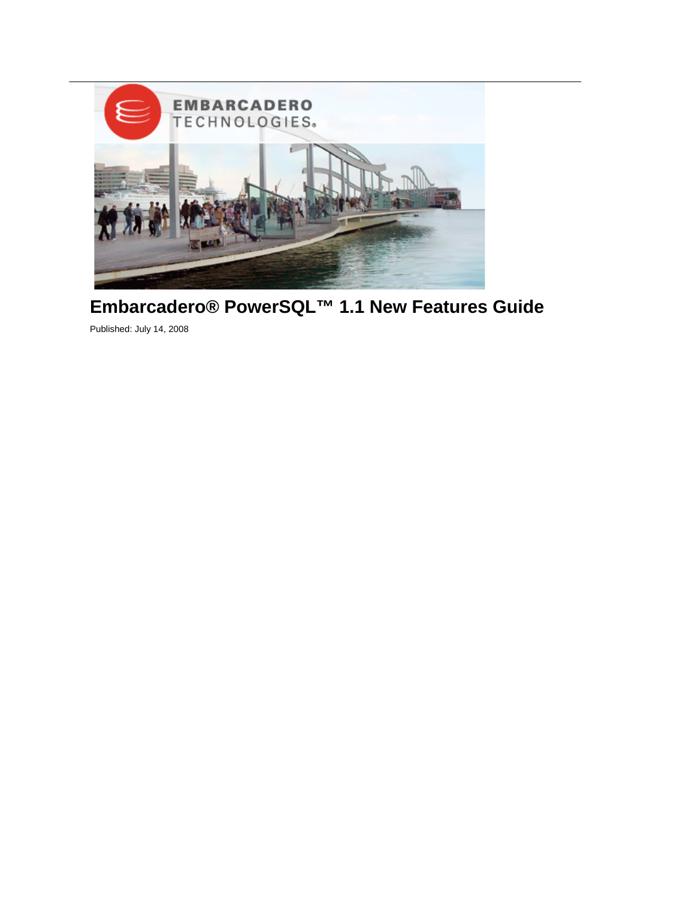# Embarcadero® PowerSQL™ 1.1 New Features Guide

Published: July 14, 2008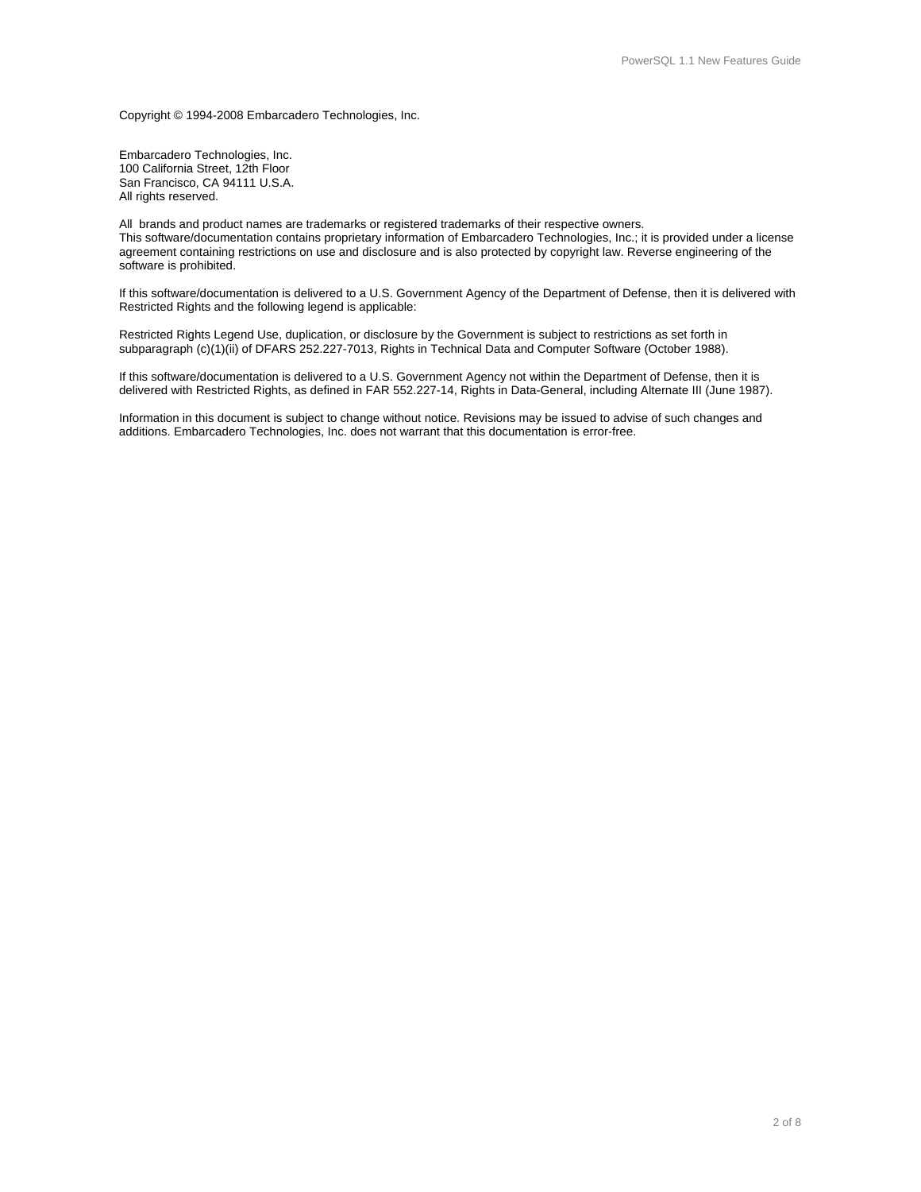Copyright © 1994-2008 Embarcadero Technologies, Inc.

Embarcadero Technologies, Inc.
100 California Street, 12th Floor
San Francisco, CA 94111 U.S.A.
All rights reserved.

All brands and product names are trademarks or registered trademarks of their respective owners.
This software/documentation contains proprietary information of Embarcadero Technologies, Inc.; it is provided under a license agreement containing restrictions on use and disclosure and is also protected by copyright law. Reverse engineering of the software is prohibited.

If this software/documentation is delivered to a U.S. Government Agency of the Department of Defense, then it is delivered with Restricted Rights and the following legend is applicable:

Restricted Rights Legend Use, duplication, or disclosure by the Government is subject to restrictions as set forth in subparagraph (c)(1)(ii) of DFARS 252.227-7013, Rights in Technical Data and Computer Software (October 1988).

If this software/documentation is delivered to a U.S. Government Agency not within the Department of Defense, then it is delivered with Restricted Rights, as defined in FAR 552.227-14, Rights in Data-General, including Alternate III (June 1987).

Information in this document is subject to change without notice. Revisions may be issued to advise of such changes and additions. Embarcadero Technologies, Inc. does not warrant that this documentation is error-free.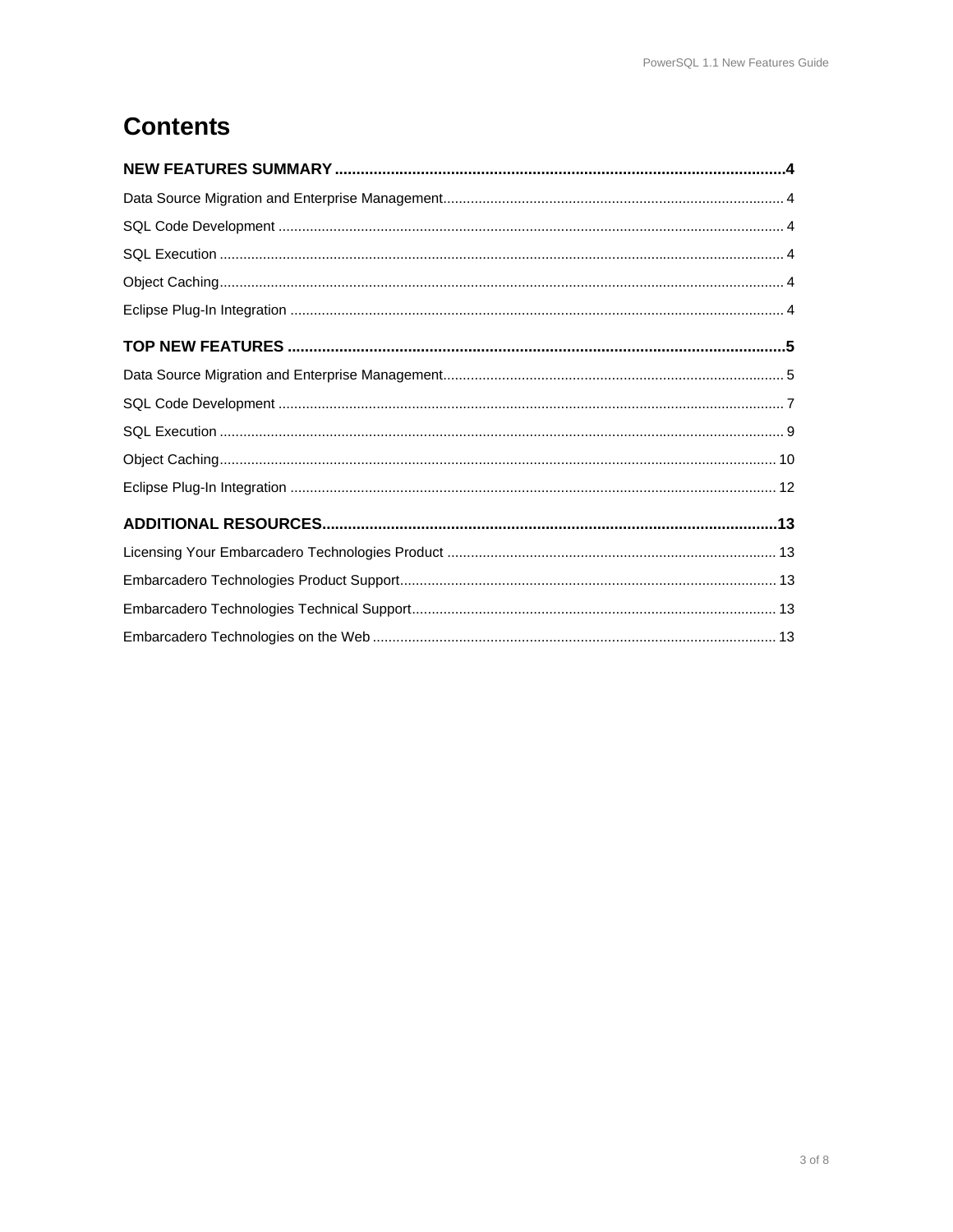# Contents

**NEW FEATURES SUMMARY** ..... **4**

Data Source Migration and Enterprise Management ..... 4

SQL Code Development ..... 4

SQL Execution ..... 4

Object Caching ..... 4

Eclipse Plug-In Integration ..... 4

**TOP NEW FEATURES** ..... **5**

Data Source Migration and Enterprise Management ..... 5

SQL Code Development ..... 7

SQL Execution ..... 9

Object Caching ..... 10

Eclipse Plug-In Integration ..... 12

**ADDITIONAL RESOURCES** ..... **13**

Licensing Your Embarcadero Technologies Product ..... 13

Embarcadero Technologies Product Support ..... 13

Embarcadero Technologies Technical Support ..... 13

Embarcadero Technologies on the Web ..... 13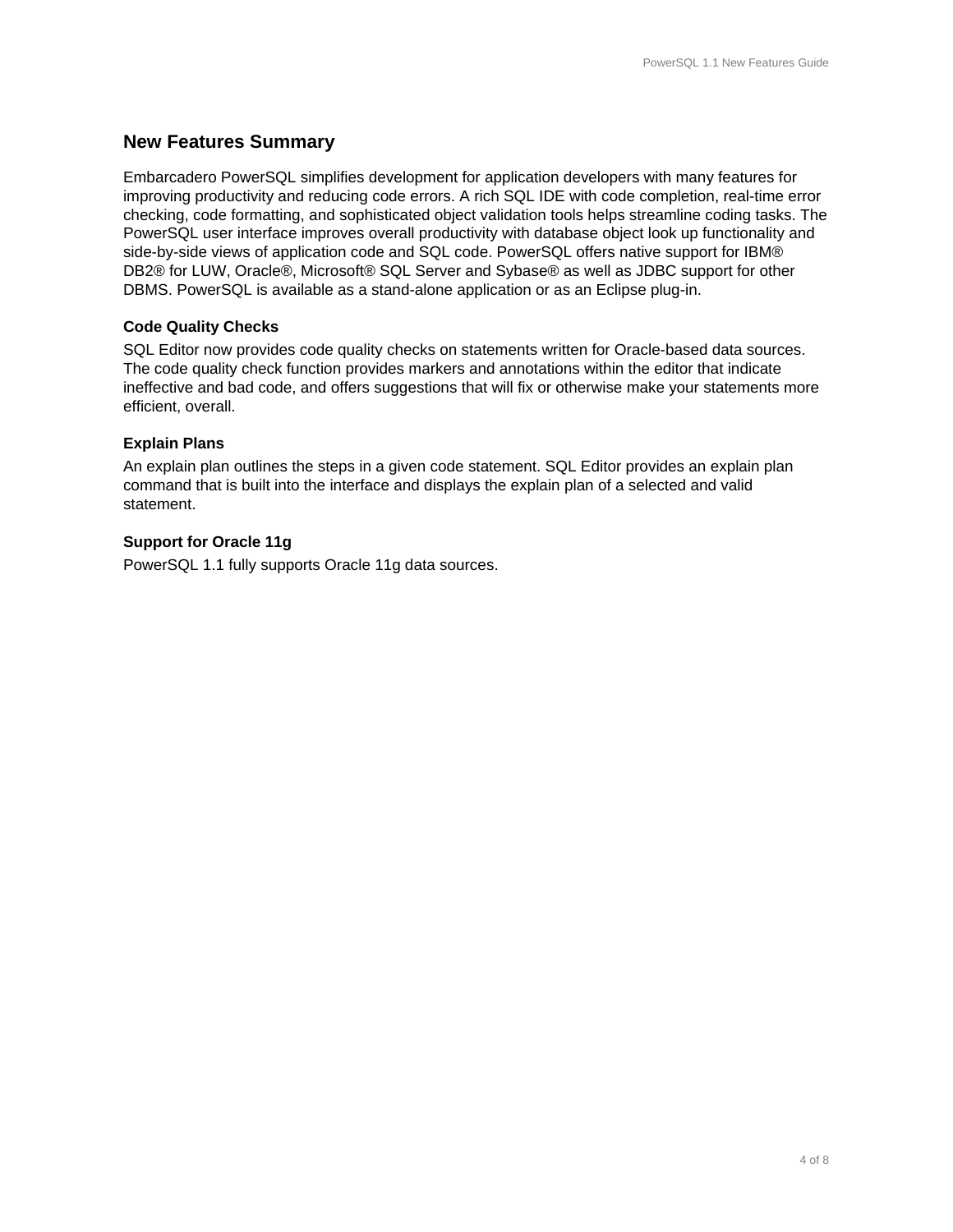## New Features Summary

Embarcadero PowerSQL simplifies development for application developers with many features for improving productivity and reducing code errors. A rich SQL IDE with code completion, real-time error checking, code formatting, and sophisticated object validation tools helps streamline coding tasks. The PowerSQL user interface improves overall productivity with database object look up functionality and side-by-side views of application code and SQL code. PowerSQL offers native support for IBM® DB2® for LUW, Oracle®, Microsoft® SQL Server and Sybase® as well as JDBC support for other DBMS. PowerSQL is available as a stand-alone application or as an Eclipse plug-in.

### Code Quality Checks

SQL Editor now provides code quality checks on statements written for Oracle-based data sources. The code quality check function provides markers and annotations within the editor that indicate ineffective and bad code, and offers suggestions that will fix or otherwise make your statements more efficient, overall.

### Explain Plans

An explain plan outlines the steps in a given code statement. SQL Editor provides an explain plan command that is built into the interface and displays the explain plan of a selected and valid statement.

### Support for Oracle 11g

PowerSQL 1.1 fully supports Oracle 11g data sources.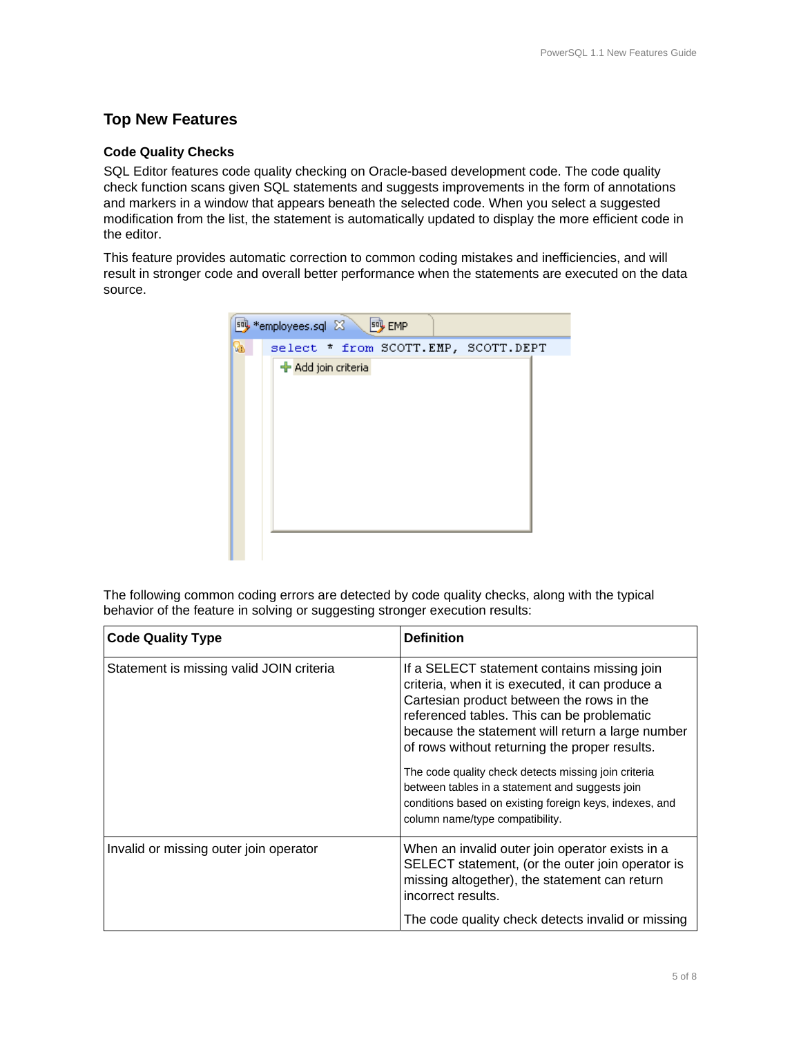## Top New Features

### Code Quality Checks

SQL Editor features code quality checking on Oracle-based development code. The code quality check function scans given SQL statements and suggests improvements in the form of annotations and markers in a window that appears beneath the selected code. When you select a suggested modification from the list, the statement is automatically updated to display the more efficient code in the editor.

This feature provides automatic correction to common coding mistakes and inefficiencies, and will result in stronger code and overall better performance when the statements are executed on the data source.

The following common coding errors are detected by code quality checks, along with the typical behavior of the feature in solving or suggesting stronger execution results:

| Code Quality Type | Definition |
| --- | --- |
| Statement is missing valid JOIN criteria | If a SELECT statement contains missing join criteria, when it is executed, it can produce a Cartesian product between the rows in the referenced tables. This can be problematic because the statement will return a large number of rows without returning the proper results.<br><br>The code quality check detects missing join criteria between tables in a statement and suggests join conditions based on existing foreign keys, indexes, and column name/type compatibility. |
| Invalid or missing outer join operator | When an invalid outer join operator exists in a SELECT statement, (or the outer join operator is missing altogether), the statement can return incorrect results.<br><br>The code quality check detects invalid or missing |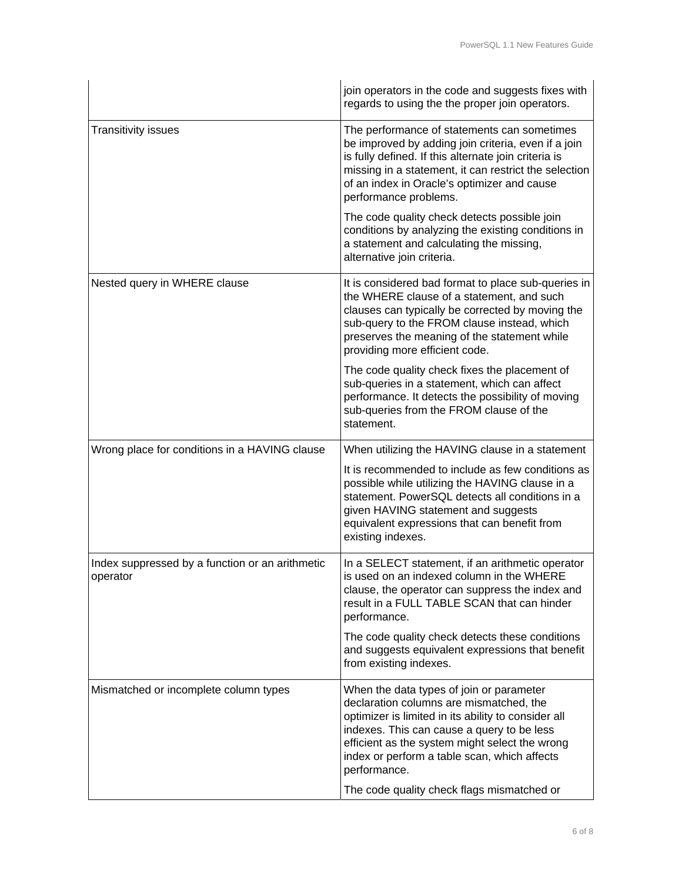| | |
|---|---|
| | join operators in the code and suggests fixes with regards to using the the proper join operators. |
| Transitivity issues | The performance of statements can sometimes be improved by adding join criteria, even if a join is fully defined. If this alternate join criteria is missing in a statement, it can restrict the selection of an index in Oracle's optimizer and cause performance problems.<br><br>The code quality check detects possible join conditions by analyzing the existing conditions in a statement and calculating the missing, alternative join criteria. |
| Nested query in WHERE clause | It is considered bad format to place sub-queries in the WHERE clause of a statement, and such clauses can typically be corrected by moving the sub-query to the FROM clause instead, which preserves the meaning of the statement while providing more efficient code.<br><br>The code quality check fixes the placement of sub-queries in a statement, which can affect performance. It detects the possibility of moving sub-queries from the FROM clause of the statement. |
| Wrong place for conditions in a HAVING clause | When utilizing the HAVING clause in a statement<br><br>It is recommended to include as few conditions as possible while utilizing the HAVING clause in a statement. PowerSQL detects all conditions in a given HAVING statement and suggests equivalent expressions that can benefit from existing indexes. |
| Index suppressed by a function or an arithmetic operator | In a SELECT statement, if an arithmetic operator is used on an indexed column in the WHERE clause, the operator can suppress the index and result in a FULL TABLE SCAN that can hinder performance.<br><br>The code quality check detects these conditions and suggests equivalent expressions that benefit from existing indexes. |
| Mismatched or incomplete column types | When the data types of join or parameter declaration columns are mismatched, the optimizer is limited in its ability to consider all indexes. This can cause a query to be less efficient as the system might select the wrong index or perform a table scan, which affects performance.<br><br>The code quality check flags mismatched or |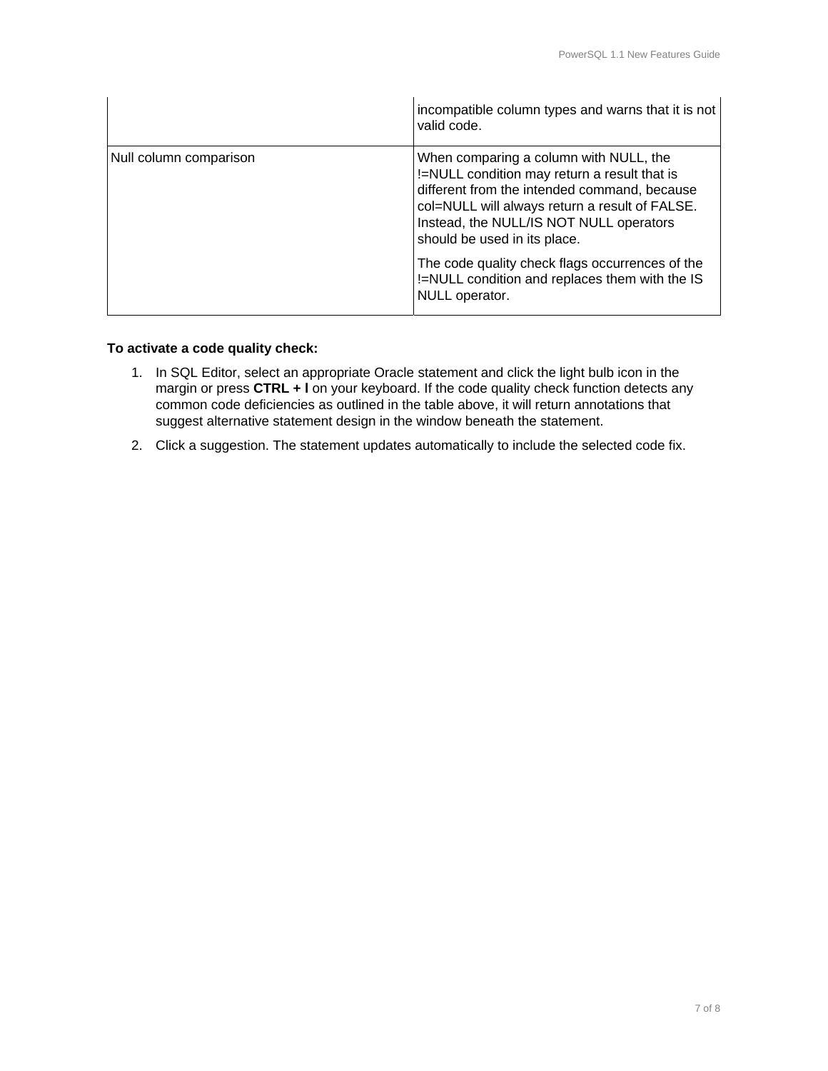| | |
|---|---|
| | incompatible column types and warns that it is not valid code. |
| Null column comparison | When comparing a column with NULL, the !=NULL condition may return a result that is different from the intended command, because col=NULL will always return a result of FALSE. Instead, the NULL/IS NOT NULL operators should be used in its place.<br><br>The code quality check flags occurrences of the !=NULL condition and replaces them with the IS NULL operator. |

**To activate a code quality check:**

1. In SQL Editor, select an appropriate Oracle statement and click the light bulb icon in the margin or press **CTRL + I** on your keyboard. If the code quality check function detects any common code deficiencies as outlined in the table above, it will return annotations that suggest alternative statement design in the window beneath the statement.
2. Click a suggestion. The statement updates automatically to include the selected code fix.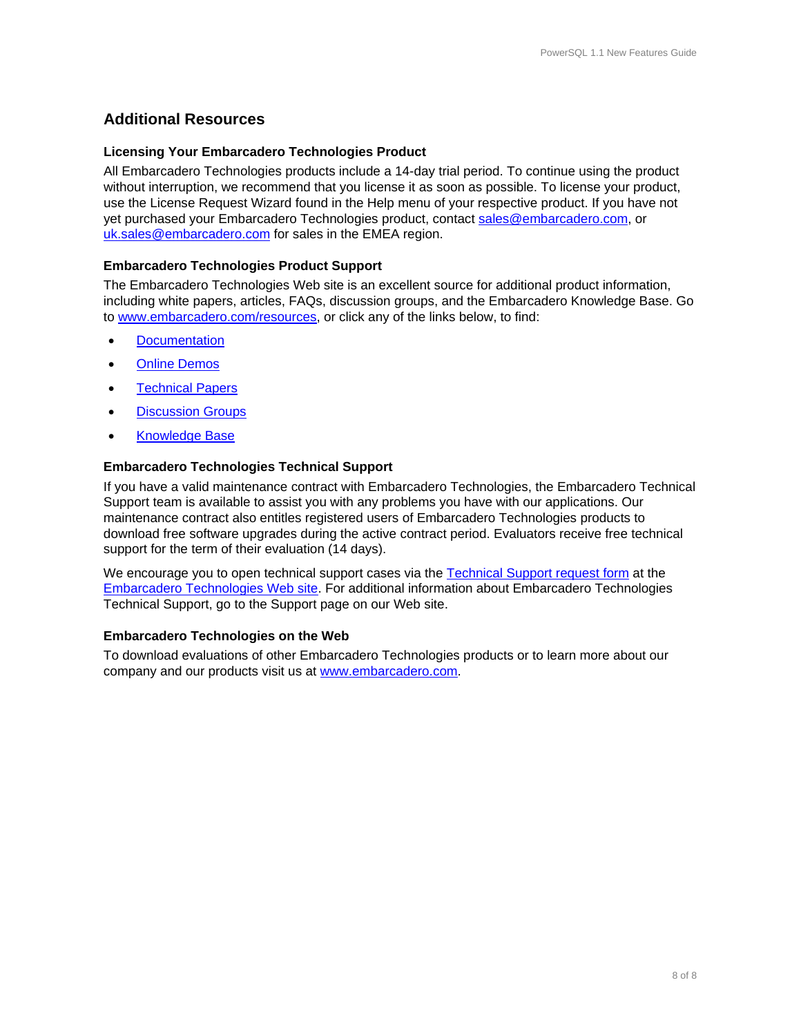## Additional Resources

### Licensing Your Embarcadero Technologies Product

All Embarcadero Technologies products include a 14-day trial period. To continue using the product without interruption, we recommend that you license it as soon as possible. To license your product, use the License Request Wizard found in the Help menu of your respective product. If you have not yet purchased your Embarcadero Technologies product, contact sales@embarcadero.com, or uk.sales@embarcadero.com for sales in the EMEA region.

### Embarcadero Technologies Product Support

The Embarcadero Technologies Web site is an excellent source for additional product information, including white papers, articles, FAQs, discussion groups, and the Embarcadero Knowledge Base. Go to www.embarcadero.com/resources, or click any of the links below, to find:

- Documentation
- Online Demos
- Technical Papers
- Discussion Groups
- Knowledge Base

### Embarcadero Technologies Technical Support

If you have a valid maintenance contract with Embarcadero Technologies, the Embarcadero Technical Support team is available to assist you with any problems you have with our applications. Our maintenance contract also entitles registered users of Embarcadero Technologies products to download free software upgrades during the active contract period. Evaluators receive free technical support for the term of their evaluation (14 days).

We encourage you to open technical support cases via the Technical Support request form at the Embarcadero Technologies Web site. For additional information about Embarcadero Technologies Technical Support, go to the Support page on our Web site.

### Embarcadero Technologies on the Web

To download evaluations of other Embarcadero Technologies products or to learn more about our company and our products visit us at www.embarcadero.com.